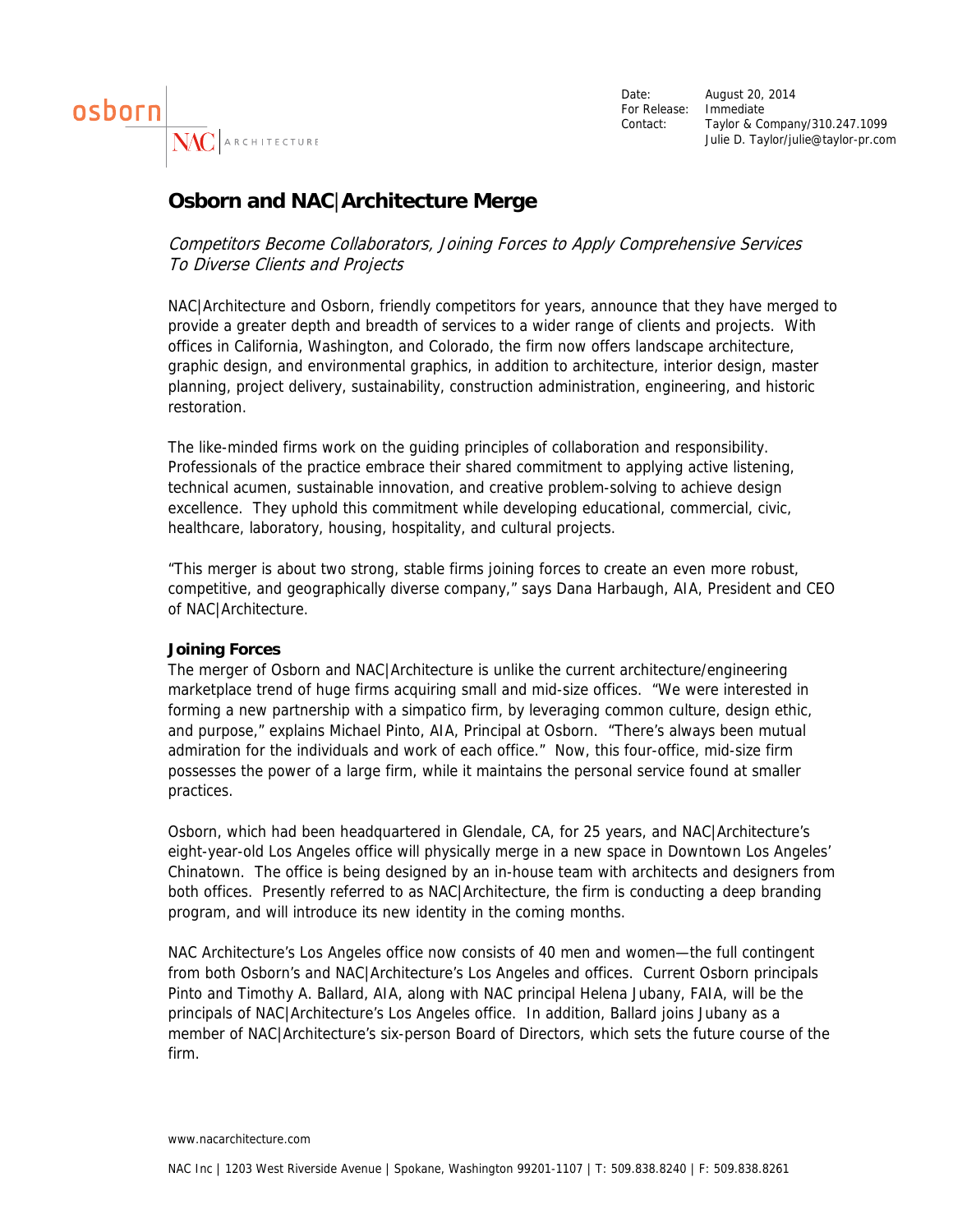osborn

NAC | ARCHITECTURE

Date: August 20, 2014
For Release: Immediate
Contact: Taylor & Company/310.247.1099
Julie D. Taylor/julie@taylor-pr.com

# Osborn and NAC|Architecture Merge

*Competitors Become Collaborators, Joining Forces to Apply Comprehensive Services To Diverse Clients and Projects*

NAC|Architecture and Osborn, friendly competitors for years, announce that they have merged to provide a greater depth and breadth of services to a wider range of clients and projects. With offices in California, Washington, and Colorado, the firm now offers landscape architecture, graphic design, and environmental graphics, in addition to architecture, interior design, master planning, project delivery, sustainability, construction administration, engineering, and historic restoration.

The like-minded firms work on the guiding principles of collaboration and responsibility. Professionals of the practice embrace their shared commitment to applying active listening, technical acumen, sustainable innovation, and creative problem-solving to achieve design excellence. They uphold this commitment while developing educational, commercial, civic, healthcare, laboratory, housing, hospitality, and cultural projects.

"This merger is about two strong, stable firms joining forces to create an even more robust, competitive, and geographically diverse company," says Dana Harbaugh, AIA, President and CEO of NAC|Architecture.

**Joining Forces**

The merger of Osborn and NAC|Architecture is unlike the current architecture/engineering marketplace trend of huge firms acquiring small and mid-size offices. "We were interested in forming a new partnership with a simpatico firm, by leveraging common culture, design ethic, and purpose," explains Michael Pinto, AIA, Principal at Osborn. "There's always been mutual admiration for the individuals and work of each office." Now, this four-office, mid-size firm possesses the power of a large firm, while it maintains the personal service found at smaller practices.

Osborn, which had been headquartered in Glendale, CA, for 25 years, and NAC|Architecture's eight-year-old Los Angeles office will physically merge in a new space in Downtown Los Angeles' Chinatown. The office is being designed by an in-house team with architects and designers from both offices. Presently referred to as NAC|Architecture, the firm is conducting a deep branding program, and will introduce its new identity in the coming months.

NAC Architecture's Los Angeles office now consists of 40 men and women—the full contingent from both Osborn's and NAC|Architecture's Los Angeles and offices. Current Osborn principals Pinto and Timothy A. Ballard, AIA, along with NAC principal Helena Jubany, FAIA, will be the principals of NAC|Architecture's Los Angeles office. In addition, Ballard joins Jubany as a member of NAC|Architecture's six-person Board of Directors, which sets the future course of the firm.

www.nacarchitecture.com

NAC Inc | 1203 West Riverside Avenue | Spokane, Washington 99201-1107 | T: 509.838.8240 | F: 509.838.8261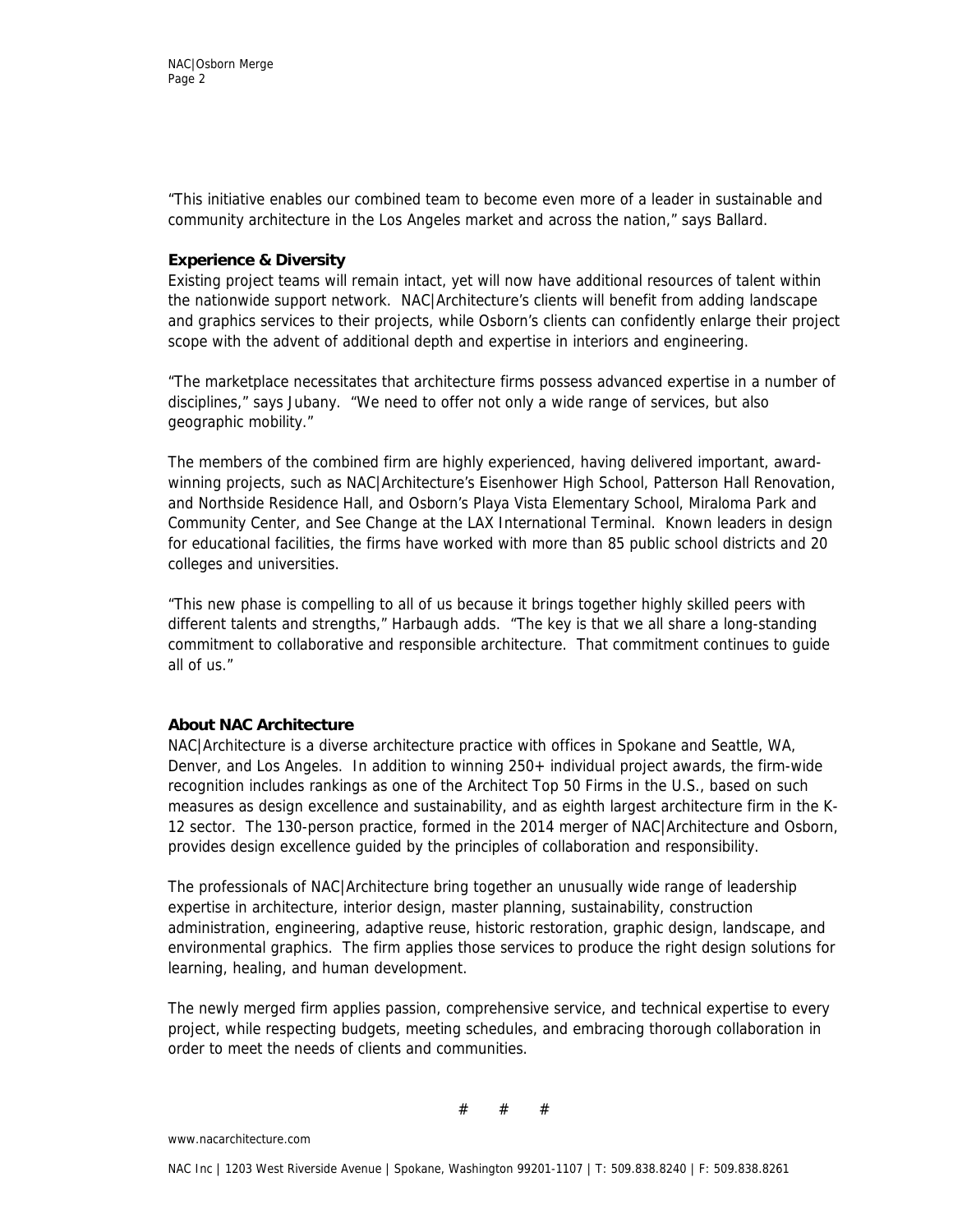"This initiative enables our combined team to become even more of a leader in sustainable and community architecture in the Los Angeles market and across the nation," says Ballard.

**Experience & Diversity**

Existing project teams will remain intact, yet will now have additional resources of talent within the nationwide support network. NAC|Architecture's clients will benefit from adding landscape and graphics services to their projects, while Osborn's clients can confidently enlarge their project scope with the advent of additional depth and expertise in interiors and engineering.

"The marketplace necessitates that architecture firms possess advanced expertise in a number of disciplines," says Jubany. "We need to offer not only a wide range of services, but also geographic mobility."

The members of the combined firm are highly experienced, having delivered important, award-winning projects, such as NAC|Architecture's Eisenhower High School, Patterson Hall Renovation, and Northside Residence Hall, and Osborn's Playa Vista Elementary School, Miraloma Park and Community Center, and See Change at the LAX International Terminal. Known leaders in design for educational facilities, the firms have worked with more than 85 public school districts and 20 colleges and universities.

"This new phase is compelling to all of us because it brings together highly skilled peers with different talents and strengths," Harbaugh adds. "The key is that we all share a long-standing commitment to collaborative and responsible architecture. That commitment continues to guide all of us."

**About NAC Architecture**

NAC|Architecture is a diverse architecture practice with offices in Spokane and Seattle, WA, Denver, and Los Angeles. In addition to winning 250+ individual project awards, the firm-wide recognition includes rankings as one of the Architect Top 50 Firms in the U.S., based on such measures as design excellence and sustainability, and as eighth largest architecture firm in the K-12 sector. The 130-person practice, formed in the 2014 merger of NAC|Architecture and Osborn, provides design excellence guided by the principles of collaboration and responsibility.

The professionals of NAC|Architecture bring together an unusually wide range of leadership expertise in architecture, interior design, master planning, sustainability, construction administration, engineering, adaptive reuse, historic restoration, graphic design, landscape, and environmental graphics. The firm applies those services to produce the right design solutions for learning, healing, and human development.

The newly merged firm applies passion, comprehensive service, and technical expertise to every project, while respecting budgets, meeting schedules, and embracing thorough collaboration in order to meet the needs of clients and communities.

# # #

www.nacarchitecture.com

NAC Inc | 1203 West Riverside Avenue | Spokane, Washington 99201-1107 | T: 509.838.8240 | F: 509.838.8261